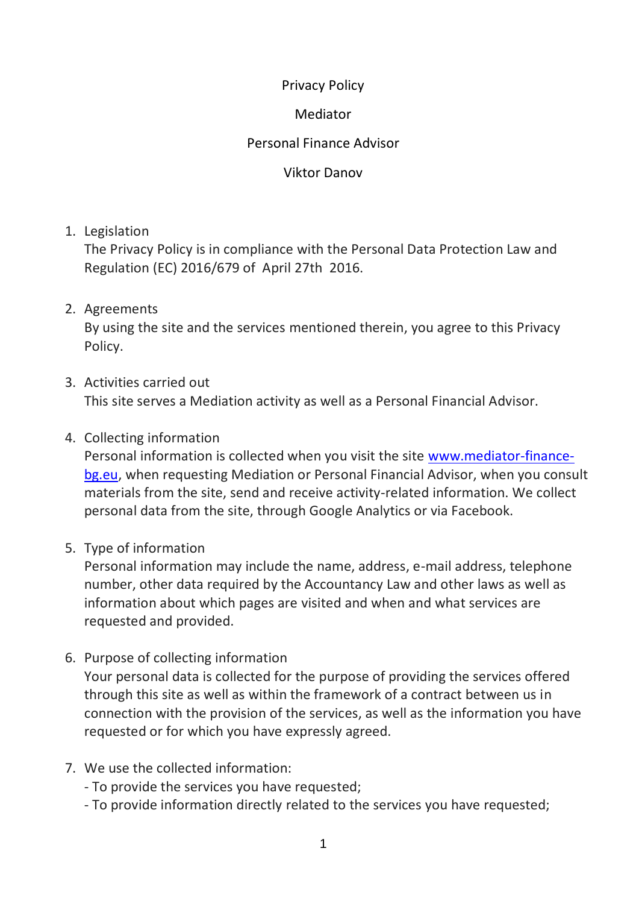# Privacy Policy

## Mediator

## Personal Finance Advisor

## Viktor Danov

1. Legislation
   The Privacy Policy is in compliance with the Personal Data Protection Law and Regulation (EC) 2016/679 of April 27th 2016.

2. Agreements
   By using the site and the services mentioned therein, you agree to this Privacy Policy.

3. Activities carried out
   This site serves a Mediation activity as well as a Personal Financial Advisor.

4. Collecting information
   Personal information is collected when you visit the site [www.mediator-finance-bg.eu](http://www.mediator-finance-bg.eu), when requesting Mediation or Personal Financial Advisor, when you consult materials from the site, send and receive activity-related information. We collect personal data from the site, through Google Analytics or via Facebook.

5. Type of information
   Personal information may include the name, address, e-mail address, telephone number, other data required by the Accountancy Law and other laws as well as information about which pages are visited and when and what services are requested and provided.

6. Purpose of collecting information
   Your personal data is collected for the purpose of providing the services offered through this site as well as within the framework of a contract between us in connection with the provision of the services, as well as the information you have requested or for which you have expressly agreed.

7. We use the collected information:
   - To provide the services you have requested;
   - To provide information directly related to the services you have requested;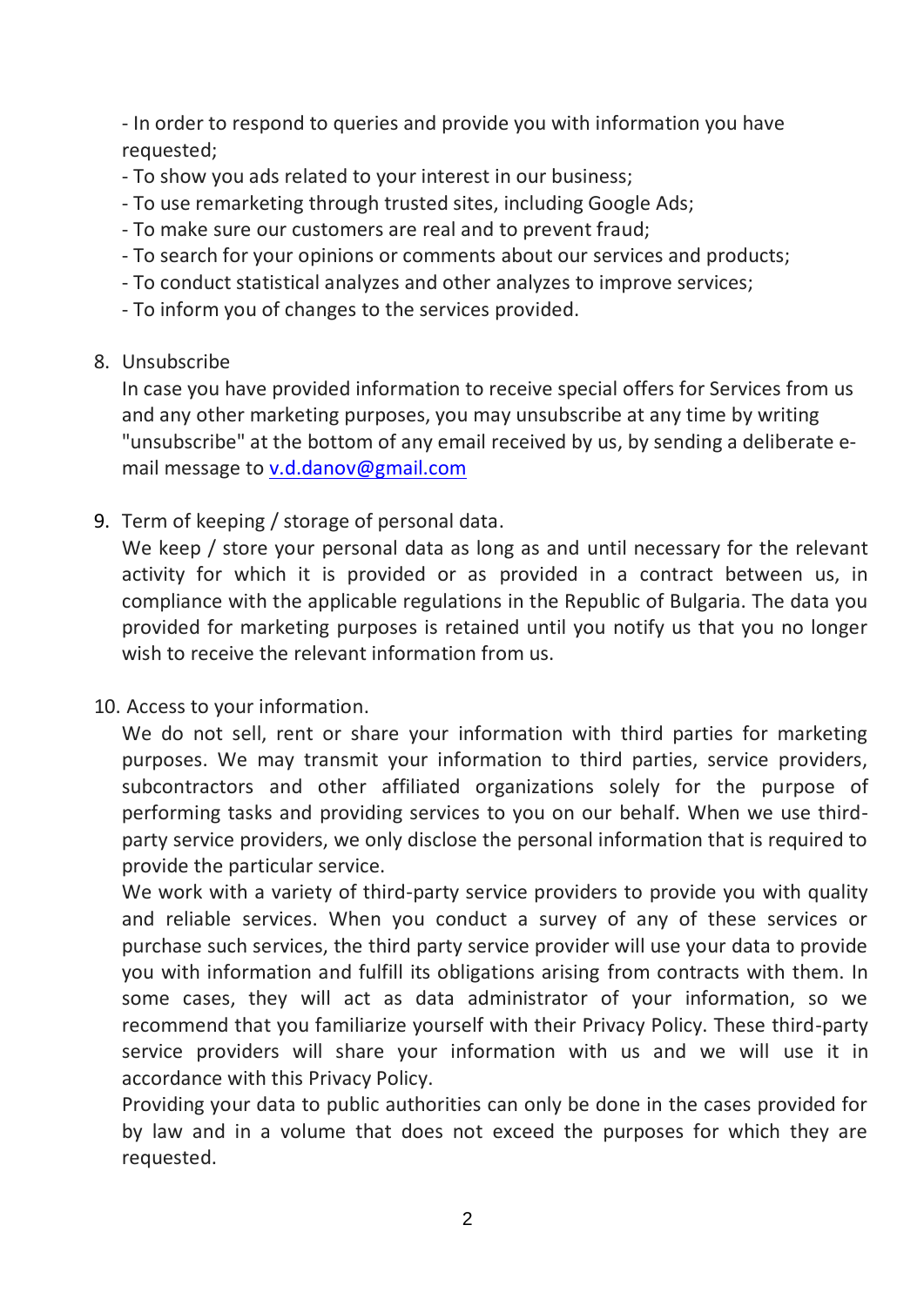- In order to respond to queries and provide you with information you have requested;
- To show you ads related to your interest in our business;
- To use remarketing through trusted sites, including Google Ads;
- To make sure our customers are real and to prevent fraud;
- To search for your opinions or comments about our services and products;
- To conduct statistical analyzes and other analyzes to improve services;
- To inform you of changes to the services provided.

8. Unsubscribe

   In case you have provided information to receive special offers for Services from us and any other marketing purposes, you may unsubscribe at any time by writing "unsubscribe" at the bottom of any email received by us, by sending a deliberate e-mail message to v.d.danov@gmail.com

9. Term of keeping / storage of personal data.

   We keep / store your personal data as long as and until necessary for the relevant activity for which it is provided or as provided in a contract between us, in compliance with the applicable regulations in the Republic of Bulgaria. The data you provided for marketing purposes is retained until you notify us that you no longer wish to receive the relevant information from us.

10. Access to your information.

    We do not sell, rent or share your information with third parties for marketing purposes. We may transmit your information to third parties, service providers, subcontractors and other affiliated organizations solely for the purpose of performing tasks and providing services to you on our behalf. When we use third-party service providers, we only disclose the personal information that is required to provide the particular service.

    We work with a variety of third-party service providers to provide you with quality and reliable services. When you conduct a survey of any of these services or purchase such services, the third party service provider will use your data to provide you with information and fulfill its obligations arising from contracts with them. In some cases, they will act as data administrator of your information, so we recommend that you familiarize yourself with their Privacy Policy. These third-party service providers will share your information with us and we will use it in accordance with this Privacy Policy.

    Providing your data to public authorities can only be done in the cases provided for by law and in a volume that does not exceed the purposes for which they are requested.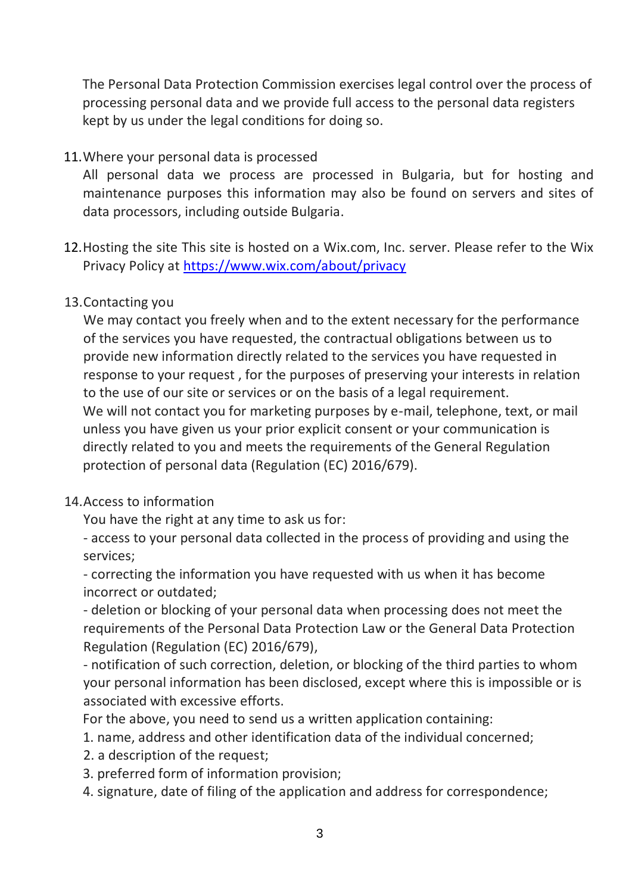The Personal Data Protection Commission exercises legal control over the process of processing personal data and we provide full access to the personal data registers kept by us under the legal conditions for doing so.

11. Where your personal data is processed

All personal data we process are processed in Bulgaria, but for hosting and maintenance purposes this information may also be found on servers and sites of data processors, including outside Bulgaria.

12. Hosting the site This site is hosted on a Wix.com, Inc. server. Please refer to the Wix Privacy Policy at [https://www.wix.com/about/privacy](https://www.wix.com/about/privacy)

13. Contacting you

We may contact you freely when and to the extent necessary for the performance of the services you have requested, the contractual obligations between us to provide new information directly related to the services you have requested in response to your request , for the purposes of preserving your interests in relation to the use of our site or services or on the basis of a legal requirement.

We will not contact you for marketing purposes by e-mail, telephone, text, or mail unless you have given us your prior explicit consent or your communication is directly related to you and meets the requirements of the General Regulation protection of personal data (Regulation (EC) 2016/679).

14. Access to information

You have the right at any time to ask us for:

- access to your personal data collected in the process of providing and using the services;
- correcting the information you have requested with us when it has become incorrect or outdated;
- deletion or blocking of your personal data when processing does not meet the requirements of the Personal Data Protection Law or the General Data Protection Regulation (Regulation (EC) 2016/679),
- notification of such correction, deletion, or blocking of the third parties to whom your personal information has been disclosed, except where this is impossible or is associated with excessive efforts.

For the above, you need to send us a written application containing:

1. name, address and other identification data of the individual concerned;
2. a description of the request;
3. preferred form of information provision;
4. signature, date of filing of the application and address for correspondence;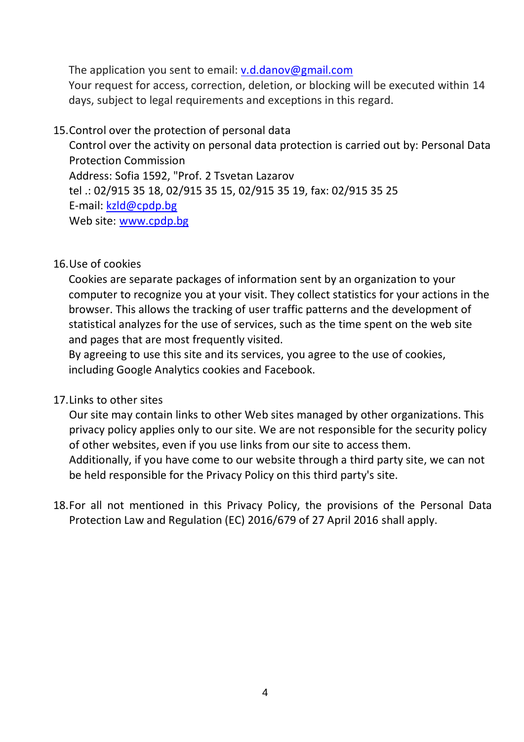The application you sent to email: v.d.danov@gmail.com
Your request for access, correction, deletion, or blocking will be executed within 14 days, subject to legal requirements and exceptions in this regard.

15. Control over the protection of personal data
Control over the activity on personal data protection is carried out by: Personal Data Protection Commission
Address: Sofia 1592, "Prof. 2 Tsvetan Lazarov
tel .: 02/915 35 18, 02/915 35 15, 02/915 35 19, fax: 02/915 35 25
E-mail: kzld@cpdp.bg
Web site: www.cpdp.bg

16. Use of cookies
Cookies are separate packages of information sent by an organization to your computer to recognize you at your visit. They collect statistics for your actions in the browser. This allows the tracking of user traffic patterns and the development of statistical analyzes for the use of services, such as the time spent on the web site and pages that are most frequently visited.
By agreeing to use this site and its services, you agree to the use of cookies, including Google Analytics cookies and Facebook.

17. Links to other sites
Our site may contain links to other Web sites managed by other organizations. This privacy policy applies only to our site. We are not responsible for the security policy of other websites, even if you use links from our site to access them.
Additionally, if you have come to our website through a third party site, we can not be held responsible for the Privacy Policy on this third party's site.

18. For all not mentioned in this Privacy Policy, the provisions of the Personal Data Protection Law and Regulation (EC) 2016/679 of 27 April 2016 shall apply.